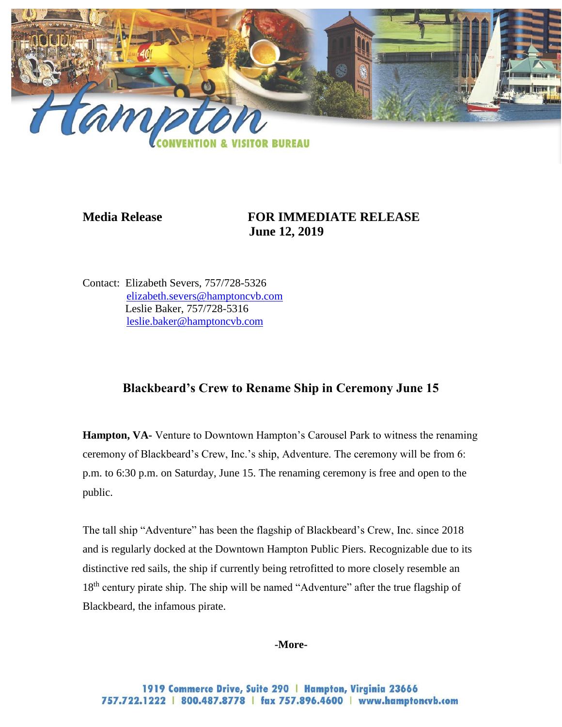**Media Release** **FOR IMMEDIATE RELEASE**
**June 12, 2019**

Contact: Elizabeth Severs, 757/728-5326
elizabeth.severs@hamptoncvb.com
Leslie Baker, 757/728-5316
leslie.baker@hamptoncvb.com

## Blackbeard's Crew to Rename Ship in Ceremony June 15

**Hampton, VA-** Venture to Downtown Hampton's Carousel Park to witness the renaming ceremony of Blackbeard's Crew, Inc.'s ship, Adventure. The ceremony will be from 6: p.m. to 6:30 p.m. on Saturday, June 15. The renaming ceremony is free and open to the public.

The tall ship "Adventure" has been the flagship of Blackbeard's Crew, Inc. since 2018 and is regularly docked at the Downtown Hampton Public Piers. Recognizable due to its distinctive red sails, the ship if currently being retrofitted to more closely resemble an 18th century pirate ship. The ship will be named "Adventure" after the true flagship of Blackbeard, the infamous pirate.

**-More-**

1919 Commerce Drive, Suite 290 | Hampton, Virginia 23666
757.722.1222 | 800.487.8778 | fax 757.896.4600 | www.hamptoncvb.com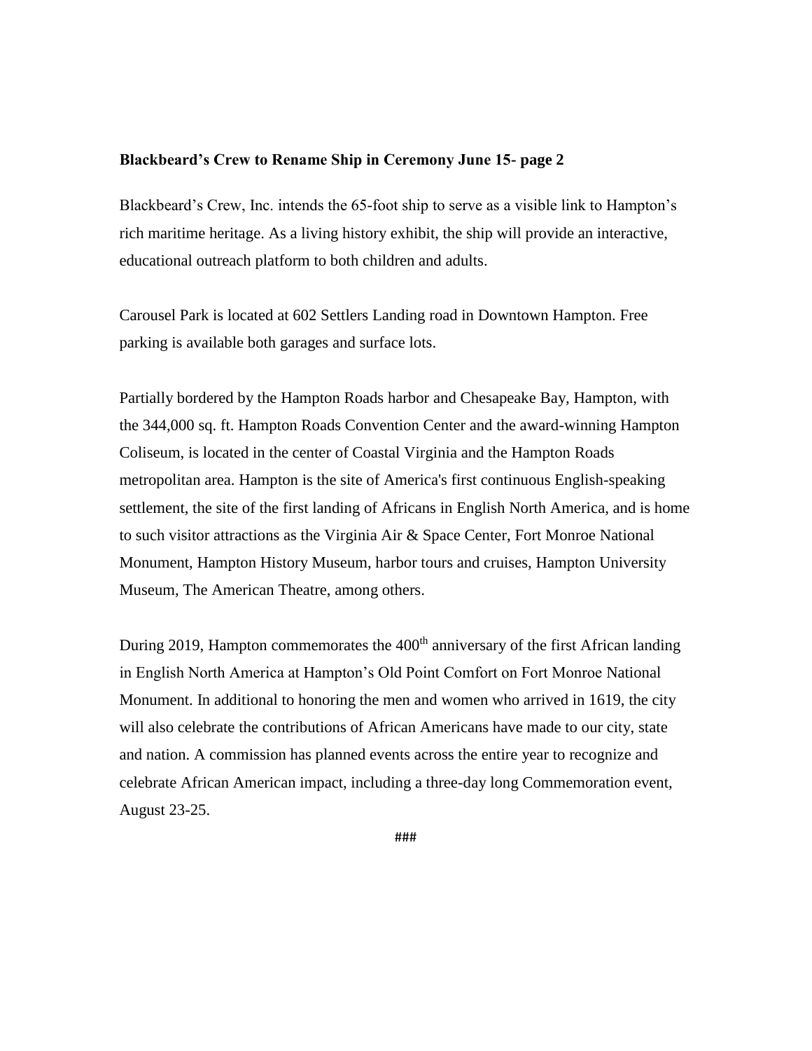Blackbeard's Crew, Inc. intends the 65-foot ship to serve as a visible link to Hampton's rich maritime heritage. As a living history exhibit, the ship will provide an interactive, educational outreach platform to both children and adults.

Carousel Park is located at 602 Settlers Landing road in Downtown Hampton. Free parking is available both garages and surface lots.

Partially bordered by the Hampton Roads harbor and Chesapeake Bay, Hampton, with the 344,000 sq. ft. Hampton Roads Convention Center and the award-winning Hampton Coliseum, is located in the center of Coastal Virginia and the Hampton Roads metropolitan area. Hampton is the site of America's first continuous English-speaking settlement, the site of the first landing of Africans in English North America, and is home to such visitor attractions as the Virginia Air & Space Center, Fort Monroe National Monument, Hampton History Museum, harbor tours and cruises, Hampton University Museum, The American Theatre, among others.

During 2019, Hampton commemorates the 400th anniversary of the first African landing in English North America at Hampton's Old Point Comfort on Fort Monroe National Monument. In additional to honoring the men and women who arrived in 1619, the city will also celebrate the contributions of African Americans have made to our city, state and nation. A commission has planned events across the entire year to recognize and celebrate African American impact, including a three-day long Commemoration event, August 23-25.

###